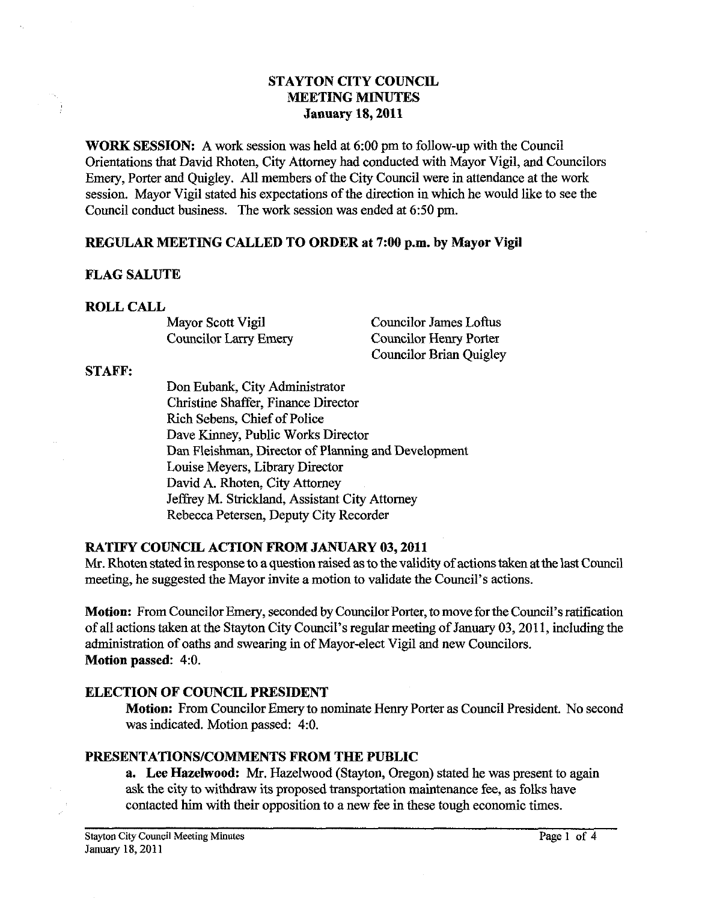# STAYTON CITY COUNCIL
## MEETING MINUTES
### January 18, 2011

**WORK SESSION:** A work session was held at 6:00 pm to follow-up with the Council Orientations that David Rhoten, City Attorney had conducted with Mayor Vigil, and Councilors Emery, Porter and Quigley. All members of the City Council were in attendance at the work session. Mayor Vigil stated his expectations of the direction in which he would like to see the Council conduct business. The work session was ended at 6:50 pm.

## REGULAR MEETING CALLED TO ORDER at 7:00 p.m. by Mayor Vigil

## FLAG SALUTE

## ROLL CALL

Mayor Scott Vigil
Councilor Larry Emery
Councilor James Loftus
Councilor Henry Porter
Councilor Brian Quigley

## STAFF:

Don Eubank, City Administrator
Christine Shaffer, Finance Director
Rich Sebens, Chief of Police
Dave Kinney, Public Works Director
Dan Fleishman, Director of Planning and Development
Louise Meyers, Library Director
David A. Rhoten, City Attorney
Jeffrey M. Strickland, Assistant City Attorney
Rebecca Petersen, Deputy City Recorder

## RATIFY COUNCIL ACTION FROM JANUARY 03, 2011

Mr. Rhoten stated in response to a question raised as to the validity of actions taken at the last Council meeting, he suggested the Mayor invite a motion to validate the Council's actions.

**Motion:** From Councilor Emery, seconded by Councilor Porter, to move for the Council's ratification of all actions taken at the Stayton City Council's regular meeting of January 03, 2011, including the administration of oaths and swearing in of Mayor-elect Vigil and new Councilors.
**Motion passed:** 4:0.

## ELECTION OF COUNCIL PRESIDENT

**Motion:** From Councilor Emery to nominate Henry Porter as Council President. No second was indicated. Motion passed: 4:0.

## PRESENTATIONS/COMMENTS FROM THE PUBLIC

**a. Lee Hazelwood:** Mr. Hazelwood (Stayton, Oregon) stated he was present to again ask the city to withdraw its proposed transportation maintenance fee, as folks have contacted him with their opposition to a new fee in these tough economic times.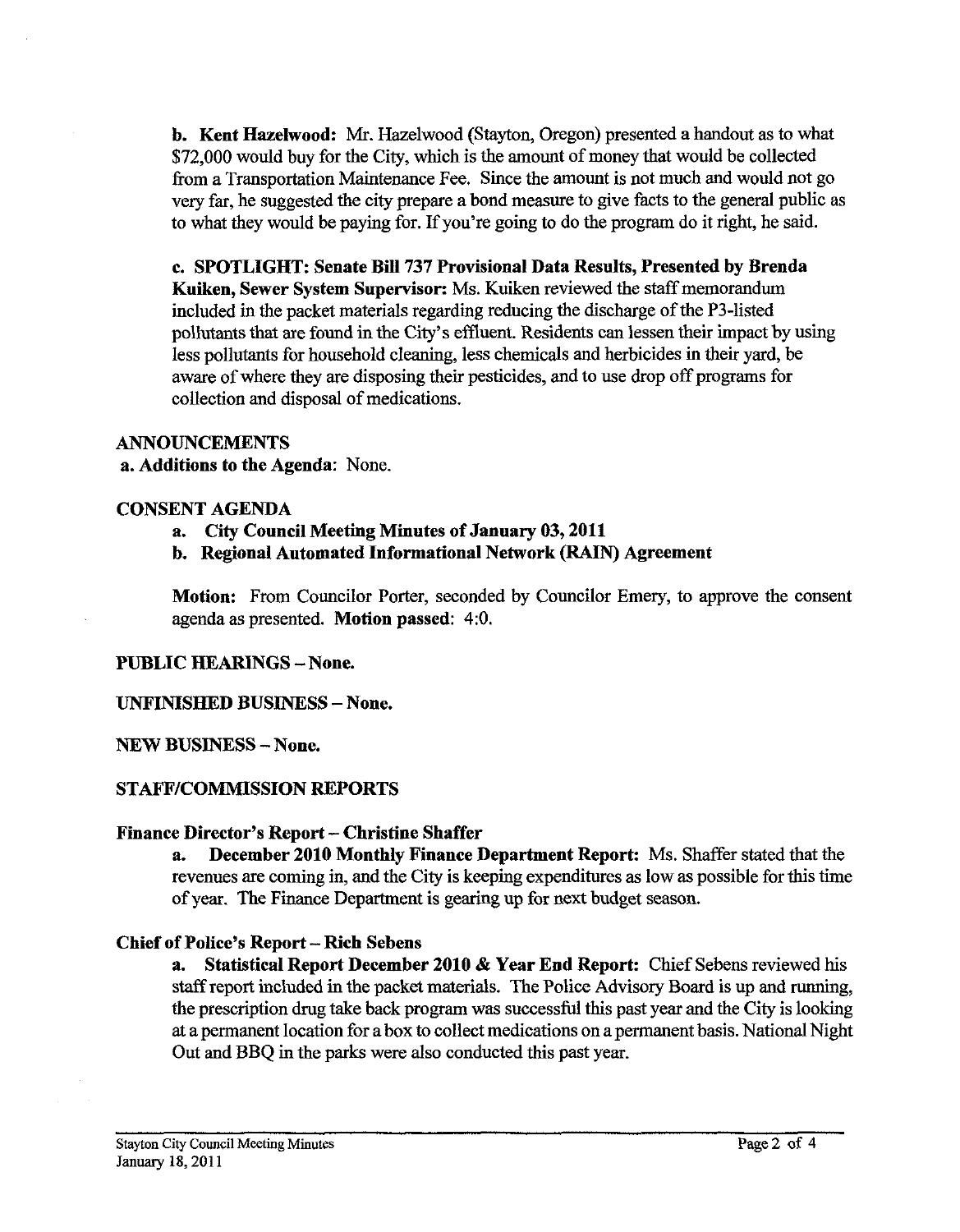**b. Kent Hazelwood:** Mr. Hazelwood (Stayton, Oregon) presented a handout as to what $72,000 would buy for the City, which is the amount of money that would be collected from a Transportation Maintenance Fee. Since the amount is not much and would not go very far, he suggested the city prepare a bond measure to give facts to the general public as to what they would be paying for. If you're going to do the program do it right, he said.

**c. SPOTLIGHT: Senate Bill 737 Provisional Data Results, Presented by Brenda Kuiken, Sewer System Supervisor:** Ms. Kuiken reviewed the staff memorandum included in the packet materials regarding reducing the discharge of the P3-listed pollutants that are found in the City's effluent. Residents can lessen their impact by using less pollutants for household cleaning, less chemicals and herbicides in their yard, be aware of where they are disposing their pesticides, and to use drop off programs for collection and disposal of medications.

## ANNOUNCEMENTS

**a. Additions to the Agenda**: None.

## CONSENT AGENDA

a. **City Council Meeting Minutes of January 03, 2011**
b. **Regional Automated Informational Network (RAIN) Agreement**

**Motion:** From Councilor Porter, seconded by Councilor Emery, to approve the consent agenda as presented. **Motion passed**: 4:0.

## PUBLIC HEARINGS – None.

## UNFINISHED BUSINESS – None.

## NEW BUSINESS – None.

## STAFF/COMMISSION REPORTS

### Finance Director's Report – Christine Shaffer

a. **December 2010 Monthly Finance Department Report:** Ms. Shaffer stated that the revenues are coming in, and the City is keeping expenditures as low as possible for this time of year. The Finance Department is gearing up for next budget season.

### Chief of Police's Report – Rich Sebens

a. **Statistical Report December 2010 & Year End Report:** Chief Sebens reviewed his staff report included in the packet materials. The Police Advisory Board is up and running, the prescription drug take back program was successful this past year and the City is looking at a permanent location for a box to collect medications on a permanent basis. National Night Out and BBQ in the parks were also conducted this past year.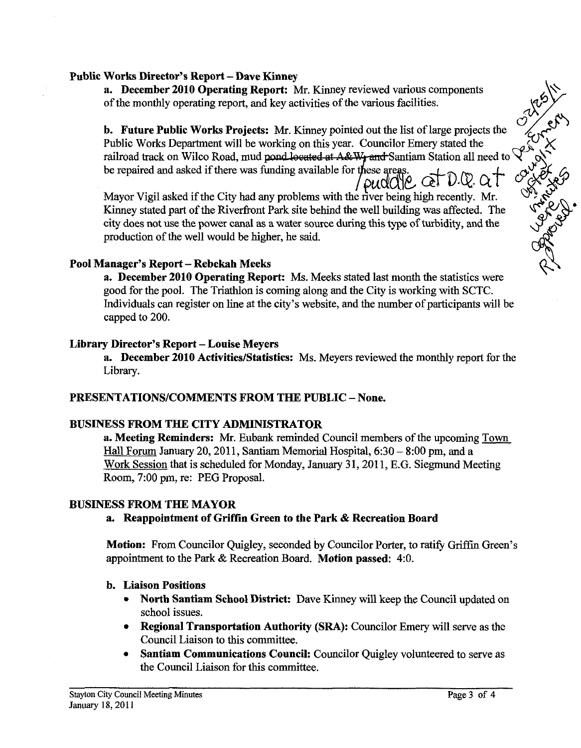**Public Works Director's Report – Dave Kinney**

**a. December 2010 Operating Report:** Mr. Kinney reviewed various components of the monthly operating report, and key activities of the various facilities.

**b. Future Public Works Projects:** Mr. Kinney pointed out the list of large projects the Public Works Department will be working on this year. Councilor Emery stated the railroad track on Wilco Road, mud ~~pond located at A&W, and~~ puddle at D.Q. at Santiam Station all need to be repaired and asked if there was funding available for these areas.

Mayor Vigil asked if the City had any problems with the river being high recently. Mr. Kinney stated part of the Riverfront Park site behind the well building was affected. The city does not use the power canal as a water source during this type of turbidity, and the production of the well would be higher, he said.

03/25/11 Per Emery caught after minutes were approved. RJ

**Pool Manager's Report – Rebekah Meeks**

**a. December 2010 Operating Report:** Ms. Meeks stated last month the statistics were good for the pool. The Triathlon is coming along and the City is working with SCTC. Individuals can register on line at the city's website, and the number of participants will be capped to 200.

**Library Director's Report – Louise Meyers**

**a. December 2010 Activities/Statistics:** Ms. Meyers reviewed the monthly report for the Library.

**PRESENTATIONS/COMMENTS FROM THE PUBLIC – None.**

**BUSINESS FROM THE CITY ADMINISTRATOR**

**a. Meeting Reminders:** Mr. Eubank reminded Council members of the upcoming Town Hall Forum January 20, 2011, Santiam Memorial Hospital, 6:30 – 8:00 pm, and a Work Session that is scheduled for Monday, January 31, 2011, E.G. Siegmund Meeting Room, 7:00 pm, re: PEG Proposal.

**BUSINESS FROM THE MAYOR**

**a. Reappointment of Griffin Green to the Park & Recreation Board**

**Motion:** From Councilor Quigley, seconded by Councilor Porter, to ratify Griffin Green's appointment to the Park & Recreation Board. **Motion passed:** 4:0.

**b. Liaison Positions**

- **North Santiam School District:** Dave Kinney will keep the Council updated on school issues.
- **Regional Transportation Authority (SRA):** Councilor Emery will serve as the Council Liaison to this committee.
- **Santiam Communications Council:** Councilor Quigley volunteered to serve as the Council Liaison for this committee.

Stayton City Council Meeting Minutes
January 18, 2011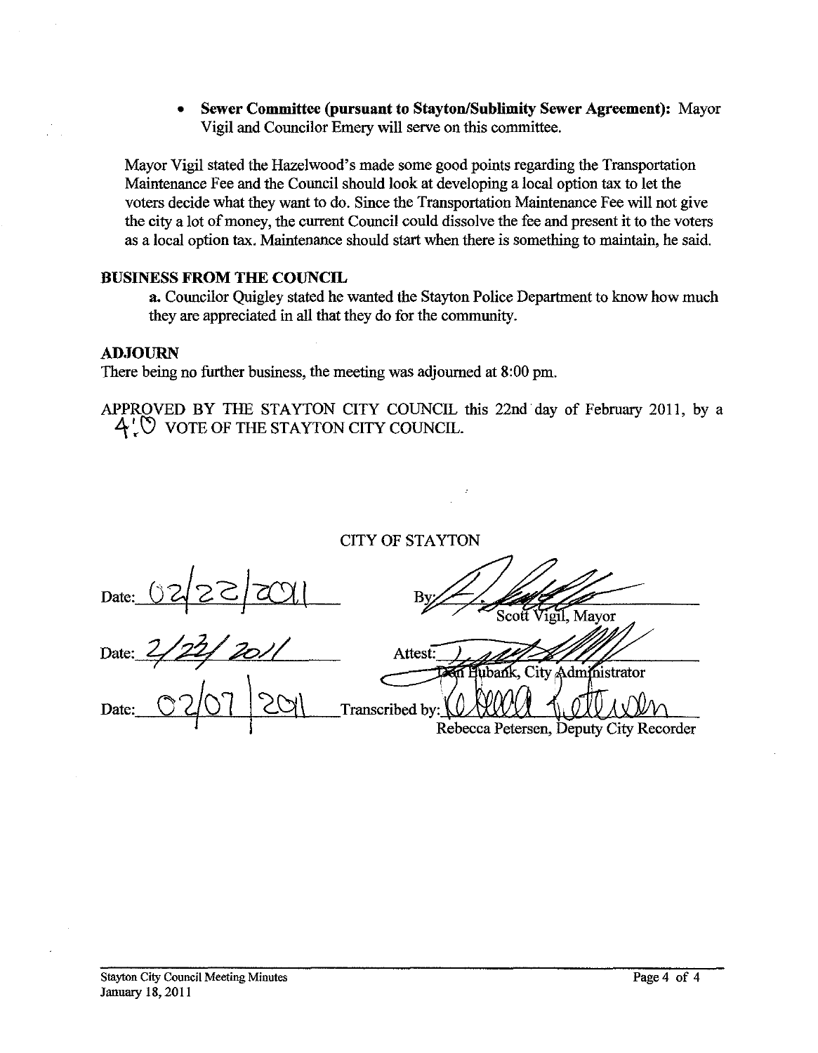- **Sewer Committee (pursuant to Stayton/Sublimity Sewer Agreement):** Mayor Vigil and Councilor Emery will serve on this committee.

Mayor Vigil stated the Hazelwood's made some good points regarding the Transportation Maintenance Fee and the Council should look at developing a local option tax to let the voters decide what they want to do. Since the Transportation Maintenance Fee will not give the city a lot of money, the current Council could dissolve the fee and present it to the voters as a local option tax. Maintenance should start when there is something to maintain, he said.

## BUSINESS FROM THE COUNCIL

**a.** Councilor Quigley stated he wanted the Stayton Police Department to know how much they are appreciated in all that they do for the community.

## ADJOURN

There being no further business, the meeting was adjourned at 8:00 pm.

APPROVED BY THE STAYTON CITY COUNCIL this 22nd day of February 2011, by a 4:0 VOTE OF THE STAYTON CITY COUNCIL.

CITY OF STAYTON

Date: 02/22/2011 By: Scott Vigil, Mayor

Date: 2/23/2011 Attest: Dan Fleishman, City Administrator

Date: 02/07/2011 Transcribed by: Rebecca Petersen, Deputy City Recorder

Stayton City Council Meeting Minutes
January 18, 2011